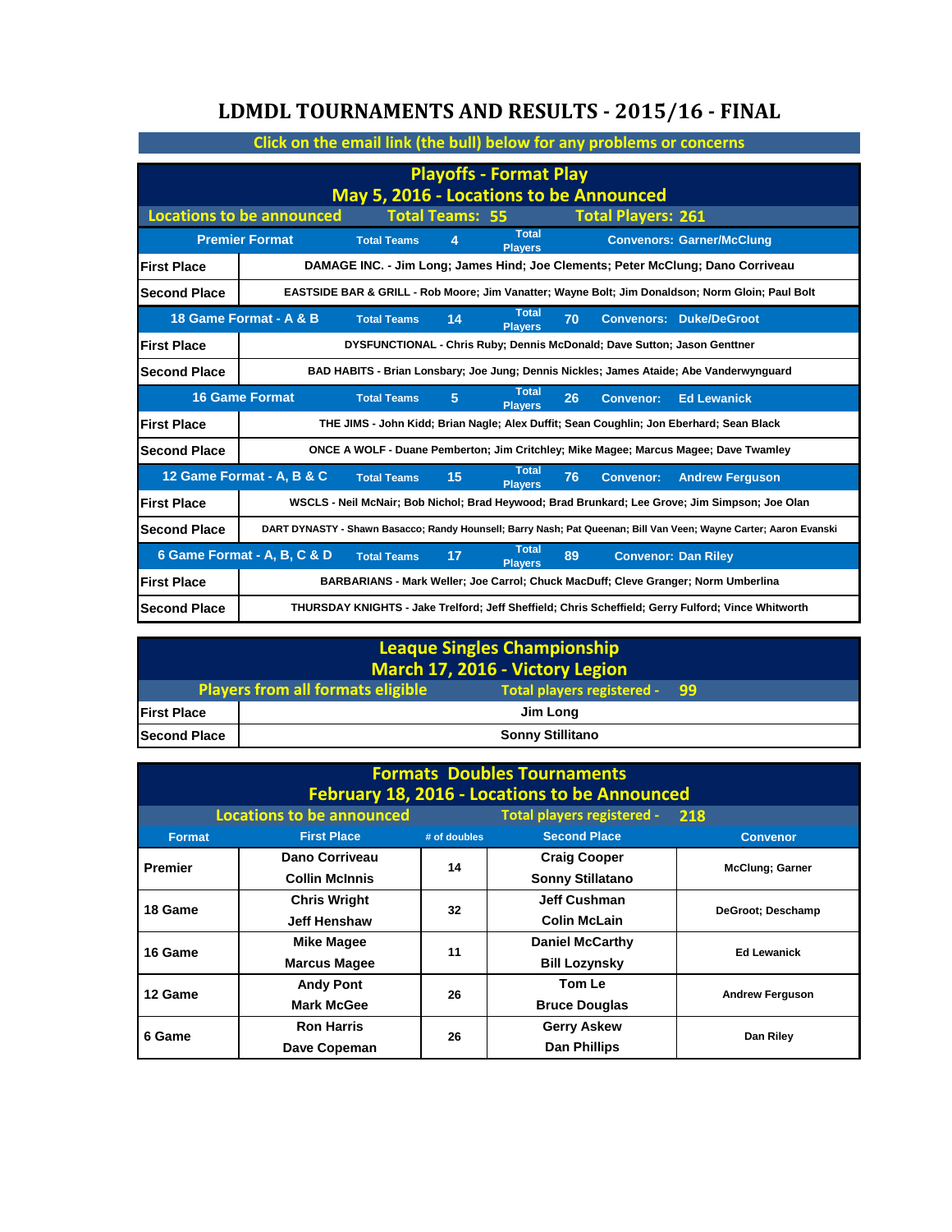# LDMDL TOURNAMENTS AND RESULTS - 2015/16 - FINAL

Click on the email link (the bull) below for any problems or concerns

## Playoffs - Format Play

### May 5, 2016 - Locations to be Announced

Locations to be announced | Total Teams: 55 | Total Players: 261

| Premier Format | Total Teams 4 | Total Players | Convenors: Garner/McClung |
|---|---|---|---|
| First Place | DAMAGE INC. - Jim Long; James Hind; Joe Clements; Peter McClung; Dano Corriveau | | |
| Second Place | EASTSIDE BAR & GRILL - Rob Moore; Jim Vanatter; Wayne Bolt; Jim Donaldson; Norm Gloin; Paul Bolt | | |
| **18 Game Format - A & B** | **Total Teams 14** | **Total Players 70** | **Convenors: Duke/DeGroot** |
| First Place | DYSFUNCTIONAL - Chris Ruby; Dennis McDonald; Dave Sutton; Jason Genttner | | |
| Second Place | BAD HABITS - Brian Lonsbary; Joe Jung; Dennis Nickles; James Ataide; Abe Vanderwynguard | | |
| **16 Game Format** | **Total Teams 5** | **Total Players 26** | **Convenor: Ed Lewanick** |
| First Place | THE JIMS - John Kidd; Brian Nagle; Alex Duffit; Sean Coughlin; Jon Eberhard; Sean Black | | |
| Second Place | ONCE A WOLF - Duane Pemberton; Jim Critchley; Mike Magee; Marcus Magee; Dave Twamley | | |
| **12 Game Format - A, B & C** | **Total Teams 15** | **Total Players 76** | **Convenor: Andrew Ferguson** |
| First Place | WSCLS - Neil McNair; Bob Nichol; Brad Heywood; Brad Brunkard; Lee Grove; Jim Simpson; Joe Olan | | |
| Second Place | DART DYNASTY - Shawn Basacco; Randy Hounsell; Barry Nash; Pat Queenan; Bill Van Veen; Wayne Carter; Aaron Evanski | | |
| **6 Game Format - A, B, C & D** | **Total Teams 17** | **Total Players 89** | **Convenor: Dan Riley** |
| First Place | BARBARIANS - Mark Weller; Joe Carrol; Chuck MacDuff; Cleve Granger; Norm Umberlina | | |
| Second Place | THURSDAY KNIGHTS - Jake Trelford; Jeff Sheffield; Chris Scheffield; Gerry Fulford; Vince Whitworth | | |

## Leaque Singles Championship

### March 17, 2016 - Victory Legion

Players from all formats eligible | Total players registered - 99

| | |
|---|---|
| First Place | Jim Long |
| Second Place | Sonny Stillitano |

## Formats Doubles Tournaments

### February 18, 2016 - Locations to be Announced

Locations to be announced | Total players registered - 218

| Format | First Place | # of doubles | Second Place | Convenor |
|---|---|---|---|---|
| Premier | Dano Corriveau<br>Collin McInnis | 14 | Craig Cooper<br>Sonny Stillatano | McClung; Garner |
| 18 Game | Chris Wright<br>Jeff Henshaw | 32 | Jeff Cushman<br>Colin McLain | DeGroot; Deschamp |
| 16 Game | Mike Magee<br>Marcus Magee | 11 | Daniel McCarthy<br>Bill Lozynsky | Ed Lewanick |
| 12 Game | Andy Pont<br>Mark McGee | 26 | Tom Le<br>Bruce Douglas | Andrew Ferguson |
| 6 Game | Ron Harris<br>Dave Copeman | 26 | Gerry Askew<br>Dan Phillips | Dan Riley |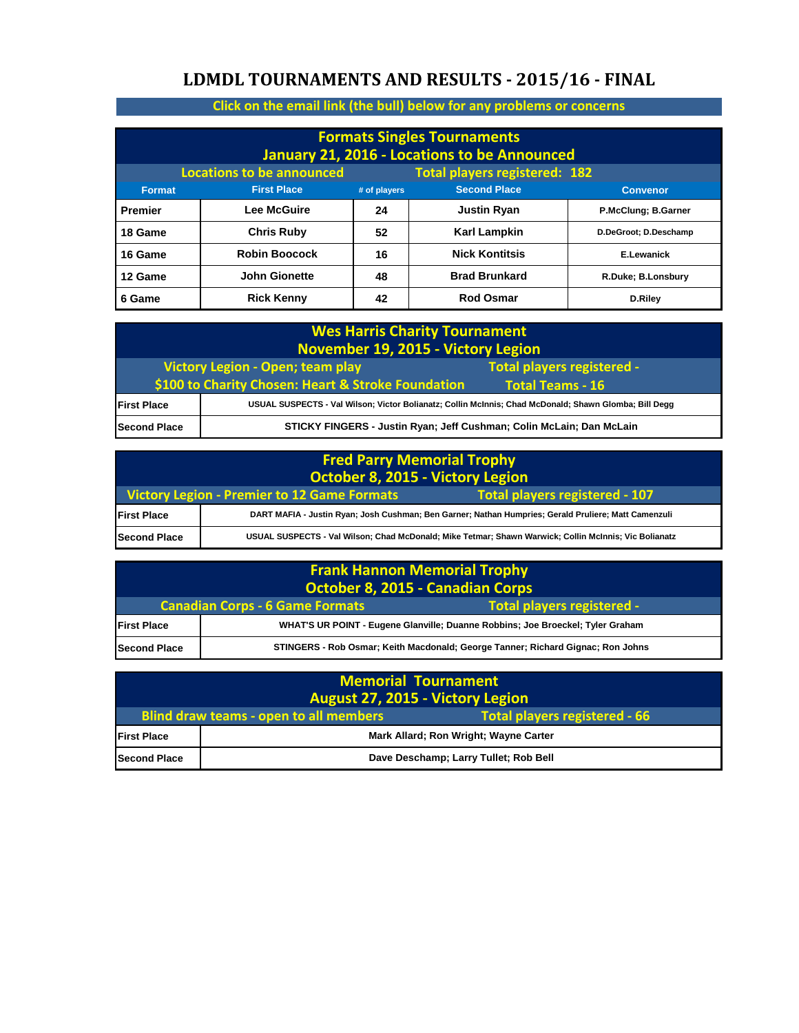# LDMDL TOURNAMENTS AND RESULTS - 2015/16 - FINAL

**Click on the email link (the bull) below for any problems or concerns**

## Formats Singles Tournaments
## January 21, 2016 - Locations to be Announced

**Locations to be announced** | **Total players registered: 182**

| Format | First Place | # of players | Second Place | Convenor |
|---|---|---|---|---|
| Premier | Lee McGuire | 24 | Justin Ryan | P.McClung; B.Garner |
| 18 Game | Chris Ruby | 52 | Karl Lampkin | D.DeGroot; D.Deschamp |
| 16 Game | Robin Boocock | 16 | Nick Kontitsis | E.Lewanick |
| 12 Game | John Gionette | 48 | Brad Brunkard | R.Duke; B.Lonsbury |
| 6 Game | Rick Kenny | 42 | Rod Osmar | D.Riley |

## Wes Harris Charity Tournament
## November 19, 2015 - Victory Legion

**Victory Legion - Open; team play** | **Total players registered -**

**$100 to Charity Chosen: Heart & Stroke Foundation** | **Total Teams - 16**

| | |
|---|---|
| First Place | USUAL SUSPECTS - Val Wilson; Victor Bolianatz; Collin McInnis; Chad McDonald; Shawn Glomba; Bill Degg |
| Second Place | STICKY FINGERS - Justin Ryan; Jeff Cushman; Colin McLain; Dan McLain |

## Fred Parry Memorial Trophy
## October 8, 2015 - Victory Legion

**Victory Legion - Premier to 12 Game Formats** | **Total players registered - 107**

| | |
|---|---|
| First Place | DART MAFIA - Justin Ryan; Josh Cushman; Ben Garner; Nathan Humpries; Gerald Pruliere; Matt Camenzuli |
| Second Place | USUAL SUSPECTS - Val Wilson; Chad McDonald; Mike Tetmar; Shawn Warwick; Collin McInnis; Vic Bolianatz |

## Frank Hannon Memorial Trophy
## October 8, 2015 - Canadian Corps

**Canadian Corps - 6 Game Formats** | **Total players registered -**

| | |
|---|---|
| First Place | WHAT'S UR POINT - Eugene Glanville; Duanne Robbins; Joe Broeckel; Tyler Graham |
| Second Place | STINGERS - Rob Osmar; Keith Macdonald; George Tanner; Richard Gignac; Ron Johns |

## Memorial Tournament
## August 27, 2015 - Victory Legion

**Blind draw teams - open to all members** | **Total players registered - 66**

| | |
|---|---|
| First Place | Mark Allard; Ron Wright; Wayne Carter |
| Second Place | Dave Deschamp; Larry Tullet; Rob Bell |